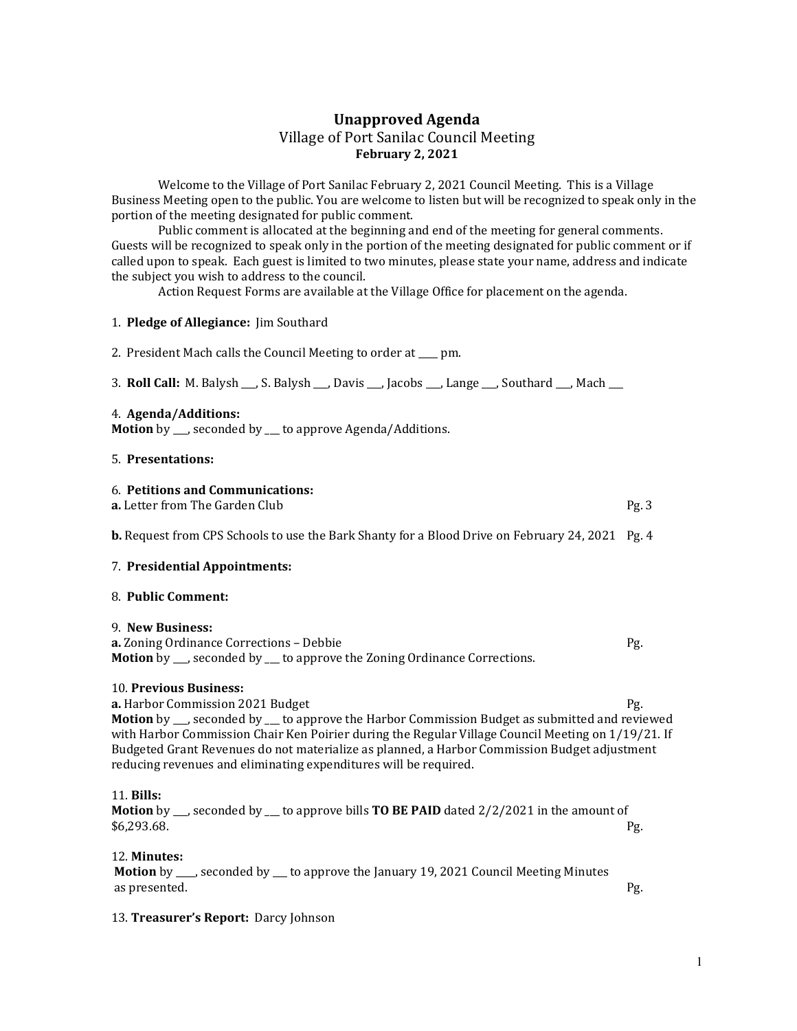# Unapproved Agenda

## Village of Port Sanilac Council Meeting

**February 2, 2021**

Welcome to the Village of Port Sanilac February 2, 2021 Council Meeting. This is a Village Business Meeting open to the public. You are welcome to listen but will be recognized to speak only in the portion of the meeting designated for public comment.

Public comment is allocated at the beginning and end of the meeting for general comments. Guests will be recognized to speak only in the portion of the meeting designated for public comment or if called upon to speak. Each guest is limited to two minutes, please state your name, address and indicate the subject you wish to address to the council.

Action Request Forms are available at the Village Office for placement on the agenda.

1. **Pledge of Allegiance:** Jim Southard

2. President Mach calls the Council Meeting to order at ____ pm.

3. **Roll Call:** M. Balysh ___, S. Balysh ___, Davis ___, Jacobs ___, Lange ___, Southard ___, Mach ___

4. **Agenda/Additions:**
**Motion** by ___, seconded by ___ to approve Agenda/Additions.

5. **Presentations:**

6. **Petitions and Communications:**
**a.** Letter from The Garden Club Pg. 3

**b.** Request from CPS Schools to use the Bark Shanty for a Blood Drive on February 24, 2021 Pg. 4

7. **Presidential Appointments:**

8. **Public Comment:**

9. **New Business:**
**a.** Zoning Ordinance Corrections – Debbie Pg.
**Motion** by ___, seconded by ___ to approve the Zoning Ordinance Corrections.

10. **Previous Business:**
**a.** Harbor Commission 2021 Budget Pg.
**Motion** by ___, seconded by ___ to approve the Harbor Commission Budget as submitted and reviewed with Harbor Commission Chair Ken Poirier during the Regular Village Council Meeting on 1/19/21. If Budgeted Grant Revenues do not materialize as planned, a Harbor Commission Budget adjustment reducing revenues and eliminating expenditures will be required.

11. **Bills:**
**Motion** by ___, seconded by ___ to approve bills **TO BE PAID** dated 2/2/2021 in the amount of $6,293.68. Pg.

12. **Minutes:**
**Motion** by ____, seconded by ___ to approve the January 19, 2021 Council Meeting Minutes as presented. Pg.

13. **Treasurer's Report:** Darcy Johnson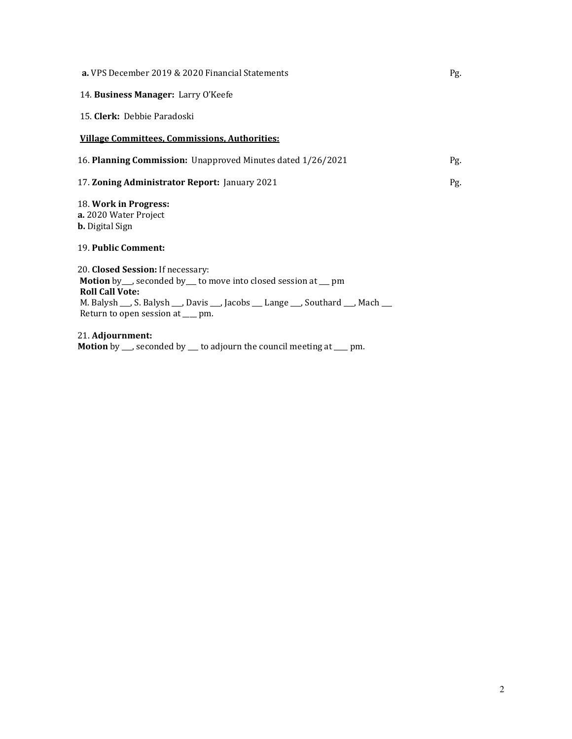**a.** VPS December 2019 & 2020 Financial Statements Pg.

14. **Business Manager:** Larry O'Keefe

15. **Clerk:** Debbie Paradoski

**Village Committees, Commissions, Authorities:**

16. **Planning Commission:** Unapproved Minutes dated 1/26/2021 Pg.

17. **Zoning Administrator Report:** January 2021 Pg.

18. **Work in Progress:**
**a.** 2020 Water Project
**b.** Digital Sign

19. **Public Comment:**

20. **Closed Session:** If necessary:
**Motion** by___, seconded by___ to move into closed session at ___ pm
**Roll Call Vote:**
M. Balysh ___, S. Balysh ___, Davis ___, Jacobs ___ Lange ___, Southard ___, Mach ___
Return to open session at ____ pm.

21. **Adjournment:**
**Motion** by ___, seconded by ___ to adjourn the council meeting at ____ pm.